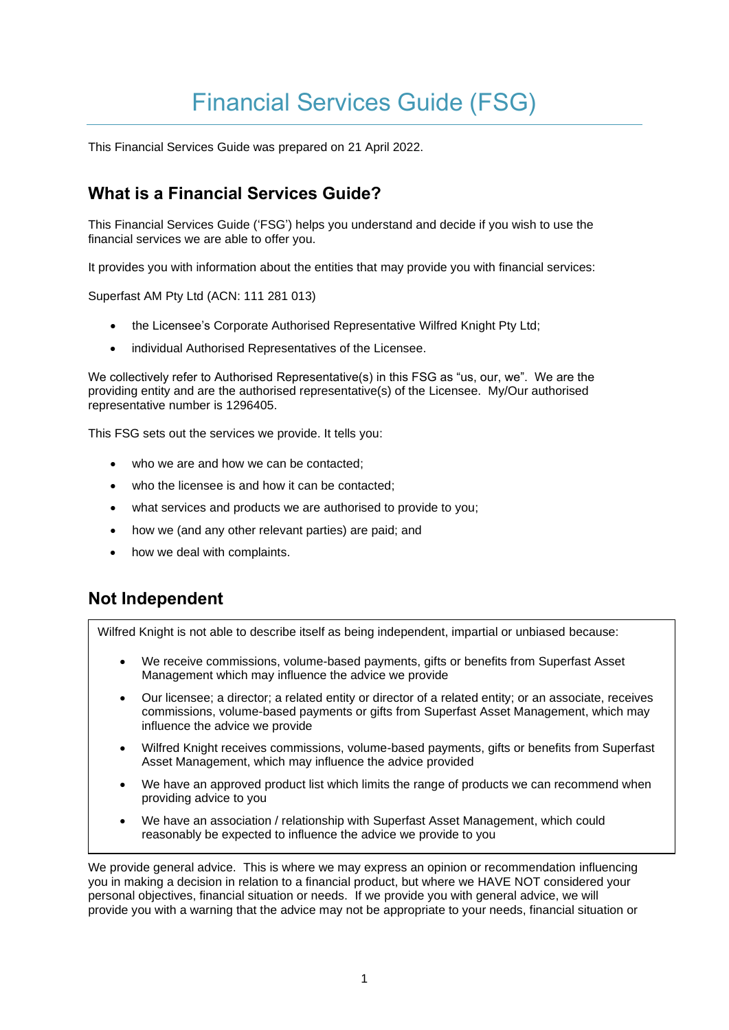# Financial Services Guide (FSG)

This Financial Services Guide was prepared on 21 April 2022.

## What is a Financial Services Guide?

This Financial Services Guide ('FSG') helps you understand and decide if you wish to use the financial services we are able to offer you.

It provides you with information about the entities that may provide you with financial services:

Superfast AM Pty Ltd (ACN: 111 281 013)

- the Licensee's Corporate Authorised Representative Wilfred Knight Pty Ltd;
- individual Authorised Representatives of the Licensee.

We collectively refer to Authorised Representative(s) in this FSG as "us, our, we". We are the providing entity and are the authorised representative(s) of the Licensee. My/Our authorised representative number is 1296405.

This FSG sets out the services we provide. It tells you:

- who we are and how we can be contacted;
- who the licensee is and how it can be contacted;
- what services and products we are authorised to provide to you;
- how we (and any other relevant parties) are paid; and
- how we deal with complaints.

## Not Independent

Wilfred Knight is not able to describe itself as being independent, impartial or unbiased because:

- We receive commissions, volume-based payments, gifts or benefits from Superfast Asset Management which may influence the advice we provide
- Our licensee; a director; a related entity or director of a related entity; or an associate, receives commissions, volume-based payments or gifts from Superfast Asset Management, which may influence the advice we provide
- Wilfred Knight receives commissions, volume-based payments, gifts or benefits from Superfast Asset Management, which may influence the advice provided
- We have an approved product list which limits the range of products we can recommend when providing advice to you
- We have an association / relationship with Superfast Asset Management, which could reasonably be expected to influence the advice we provide to you

We provide general advice. This is where we may express an opinion or recommendation influencing you in making a decision in relation to a financial product, but where we HAVE NOT considered your personal objectives, financial situation or needs. If we provide you with general advice, we will provide you with a warning that the advice may not be appropriate to your needs, financial situation or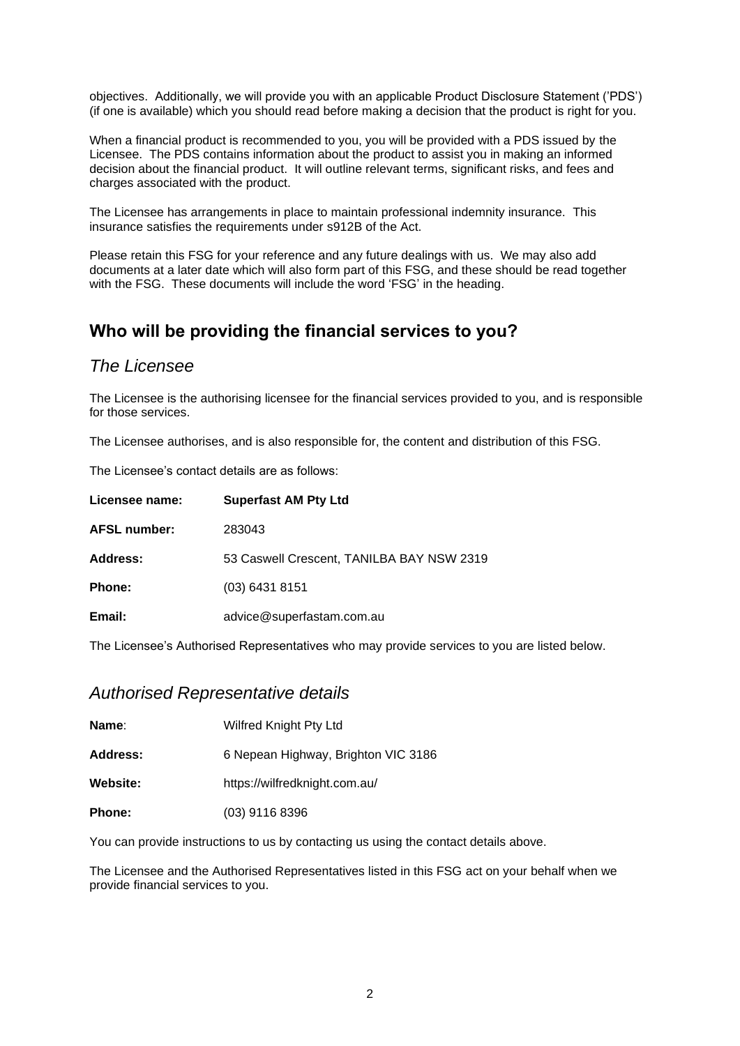objectives. Additionally, we will provide you with an applicable Product Disclosure Statement ('PDS') (if one is available) which you should read before making a decision that the product is right for you.

When a financial product is recommended to you, you will be provided with a PDS issued by the Licensee. The PDS contains information about the product to assist you in making an informed decision about the financial product. It will outline relevant terms, significant risks, and fees and charges associated with the product.

The Licensee has arrangements in place to maintain professional indemnity insurance. This insurance satisfies the requirements under s912B of the Act.

Please retain this FSG for your reference and any future dealings with us. We may also add documents at a later date which will also form part of this FSG, and these should be read together with the FSG. These documents will include the word 'FSG' in the heading.

## Who will be providing the financial services to you?

### *The Licensee*

The Licensee is the authorising licensee for the financial services provided to you, and is responsible for those services.

The Licensee authorises, and is also responsible for, the content and distribution of this FSG.

The Licensee's contact details are as follows:

| | |
|---|---|
| **Licensee name:** | **Superfast AM Pty Ltd** |
| **AFSL number:** | 283043 |
| **Address:** | 53 Caswell Crescent, TANILBA BAY NSW 2319 |
| **Phone:** | (03) 6431 8151 |
| **Email:** | advice@superfastam.com.au |

The Licensee's Authorised Representatives who may provide services to you are listed below.

### *Authorised Representative details*

| | |
|---|---|
| **Name**: | Wilfred Knight Pty Ltd |
| **Address:** | 6 Nepean Highway, Brighton VIC 3186 |
| **Website:** | https://wilfredknight.com.au/ |
| **Phone:** | (03) 9116 8396 |

You can provide instructions to us by contacting us using the contact details above.

The Licensee and the Authorised Representatives listed in this FSG act on your behalf when we provide financial services to you.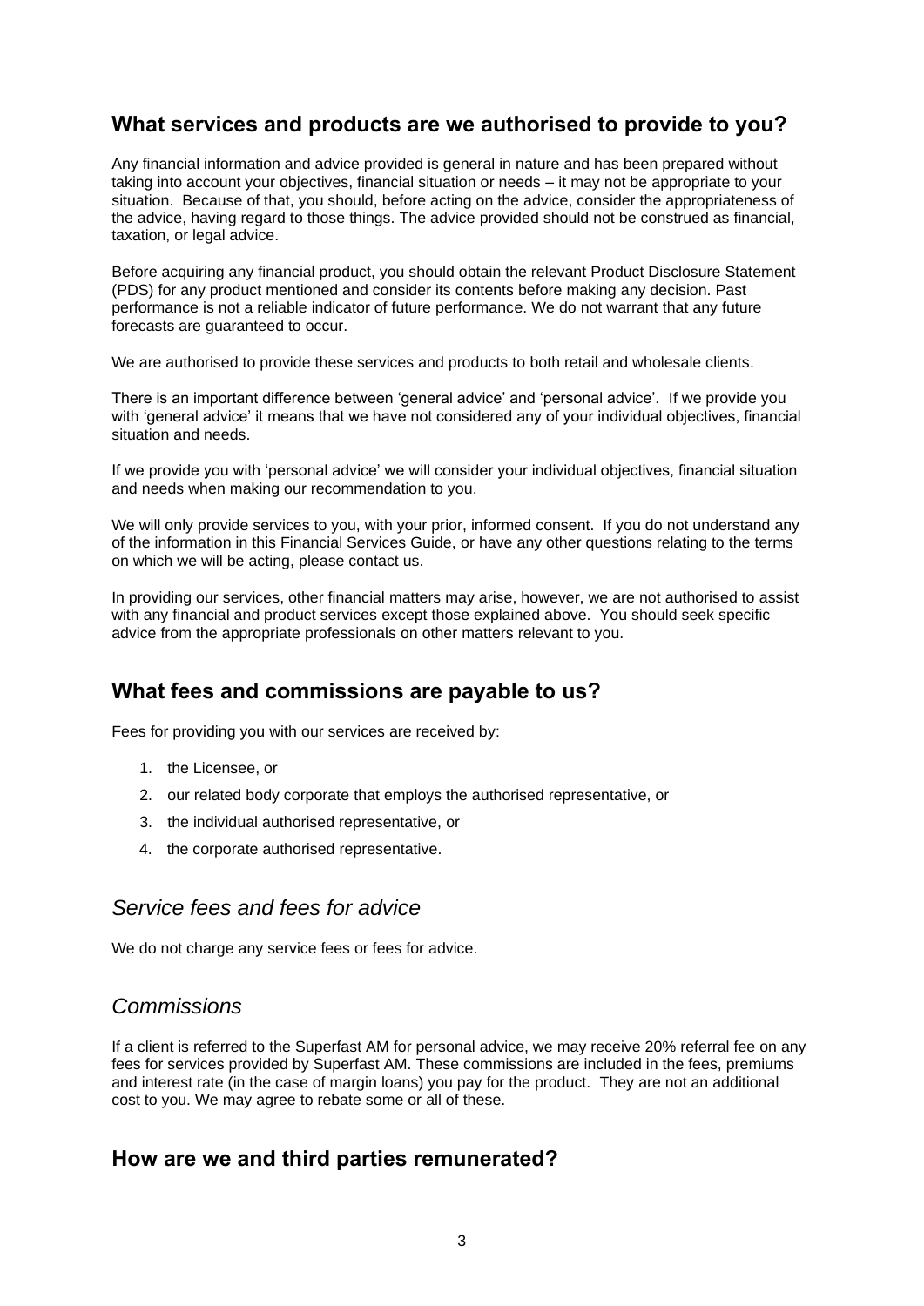## What services and products are we authorised to provide to you?

Any financial information and advice provided is general in nature and has been prepared without taking into account your objectives, financial situation or needs – it may not be appropriate to your situation. Because of that, you should, before acting on the advice, consider the appropriateness of the advice, having regard to those things. The advice provided should not be construed as financial, taxation, or legal advice.

Before acquiring any financial product, you should obtain the relevant Product Disclosure Statement (PDS) for any product mentioned and consider its contents before making any decision. Past performance is not a reliable indicator of future performance. We do not warrant that any future forecasts are guaranteed to occur.

We are authorised to provide these services and products to both retail and wholesale clients.

There is an important difference between 'general advice' and 'personal advice'. If we provide you with 'general advice' it means that we have not considered any of your individual objectives, financial situation and needs.

If we provide you with 'personal advice' we will consider your individual objectives, financial situation and needs when making our recommendation to you.

We will only provide services to you, with your prior, informed consent. If you do not understand any of the information in this Financial Services Guide, or have any other questions relating to the terms on which we will be acting, please contact us.

In providing our services, other financial matters may arise, however, we are not authorised to assist with any financial and product services except those explained above. You should seek specific advice from the appropriate professionals on other matters relevant to you.

## What fees and commissions are payable to us?

Fees for providing you with our services are received by:

1. the Licensee, or
2. our related body corporate that employs the authorised representative, or
3. the individual authorised representative, or
4. the corporate authorised representative.

### *Service fees and fees for advice*

We do not charge any service fees or fees for advice.

### *Commissions*

If a client is referred to the Superfast AM for personal advice, we may receive 20% referral fee on any fees for services provided by Superfast AM. These commissions are included in the fees, premiums and interest rate (in the case of margin loans) you pay for the product. They are not an additional cost to you. We may agree to rebate some or all of these.

## How are we and third parties remunerated?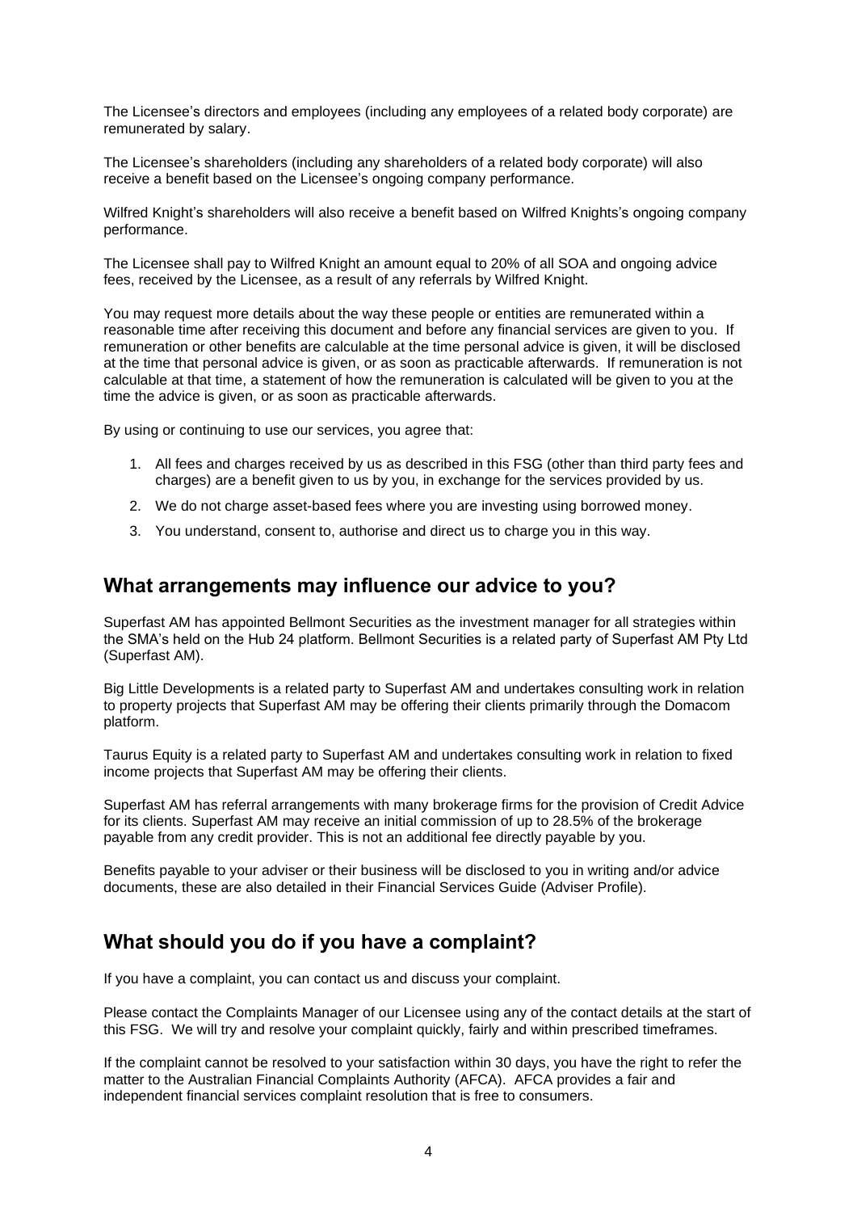The Licensee's directors and employees (including any employees of a related body corporate) are remunerated by salary.

The Licensee's shareholders (including any shareholders of a related body corporate) will also receive a benefit based on the Licensee's ongoing company performance.

Wilfred Knight's shareholders will also receive a benefit based on Wilfred Knights's ongoing company performance.

The Licensee shall pay to Wilfred Knight an amount equal to 20% of all SOA and ongoing advice fees, received by the Licensee, as a result of any referrals by Wilfred Knight.

You may request more details about the way these people or entities are remunerated within a reasonable time after receiving this document and before any financial services are given to you. If remuneration or other benefits are calculable at the time personal advice is given, it will be disclosed at the time that personal advice is given, or as soon as practicable afterwards. If remuneration is not calculable at that time, a statement of how the remuneration is calculated will be given to you at the time the advice is given, or as soon as practicable afterwards.

By using or continuing to use our services, you agree that:

1. All fees and charges received by us as described in this FSG (other than third party fees and charges) are a benefit given to us by you, in exchange for the services provided by us.
2. We do not charge asset-based fees where you are investing using borrowed money.
3. You understand, consent to, authorise and direct us to charge you in this way.

## What arrangements may influence our advice to you?

Superfast AM has appointed Bellmont Securities as the investment manager for all strategies within the SMA's held on the Hub 24 platform. Bellmont Securities is a related party of Superfast AM Pty Ltd (Superfast AM).

Big Little Developments is a related party to Superfast AM and undertakes consulting work in relation to property projects that Superfast AM may be offering their clients primarily through the Domacom platform.

Taurus Equity is a related party to Superfast AM and undertakes consulting work in relation to fixed income projects that Superfast AM may be offering their clients.

Superfast AM has referral arrangements with many brokerage firms for the provision of Credit Advice for its clients. Superfast AM may receive an initial commission of up to 28.5% of the brokerage payable from any credit provider. This is not an additional fee directly payable by you.

Benefits payable to your adviser or their business will be disclosed to you in writing and/or advice documents, these are also detailed in their Financial Services Guide (Adviser Profile).

## What should you do if you have a complaint?

If you have a complaint, you can contact us and discuss your complaint.

Please contact the Complaints Manager of our Licensee using any of the contact details at the start of this FSG. We will try and resolve your complaint quickly, fairly and within prescribed timeframes.

If the complaint cannot be resolved to your satisfaction within 30 days, you have the right to refer the matter to the Australian Financial Complaints Authority (AFCA). AFCA provides a fair and independent financial services complaint resolution that is free to consumers.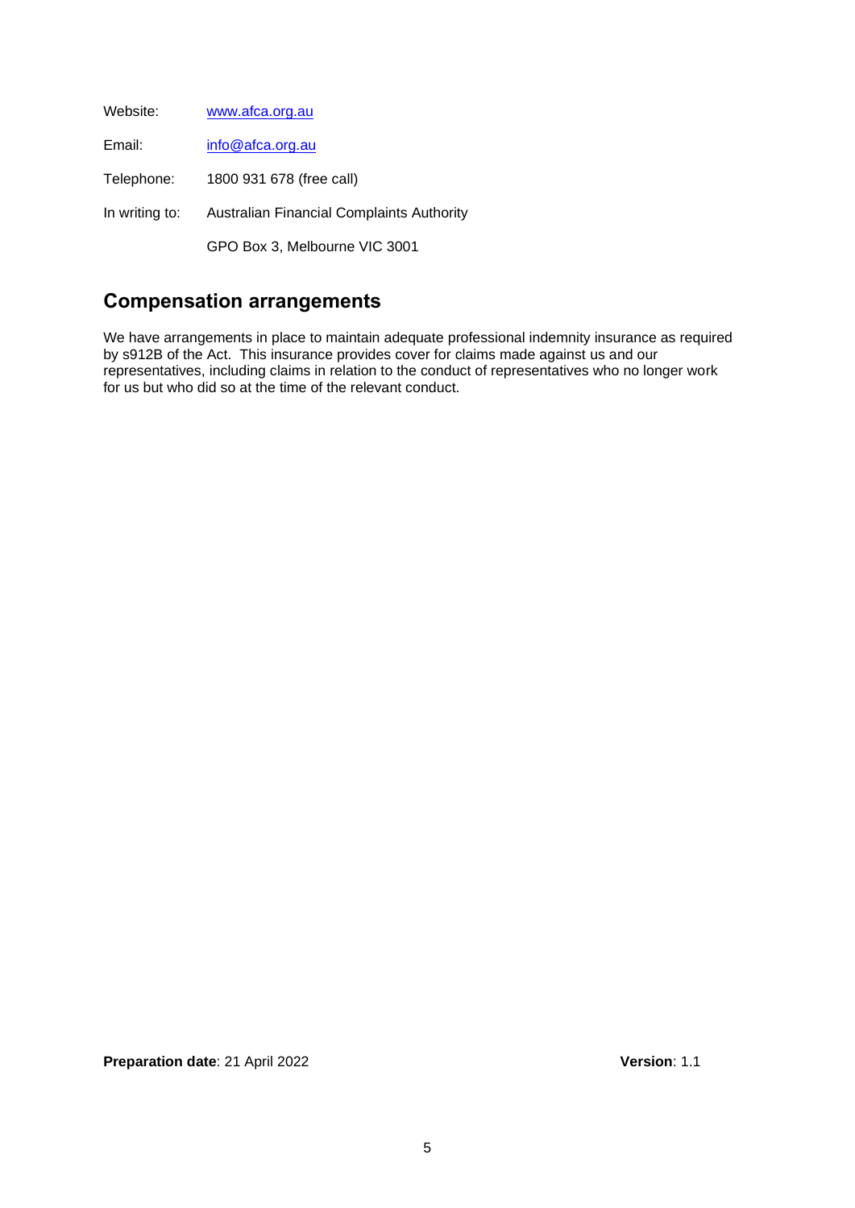| | |
|---|---|
| Website: | www.afca.org.au |
| Email: | info@afca.org.au |
| Telephone: | 1800 931 678 (free call) |
| In writing to: | Australian Financial Complaints Authority |
| | GPO Box 3, Melbourne VIC 3001 |

## Compensation arrangements

We have arrangements in place to maintain adequate professional indemnity insurance as required by s912B of the Act. This insurance provides cover for claims made against us and our representatives, including claims in relation to the conduct of representatives who no longer work for us but who did so at the time of the relevant conduct.

**Preparation date**: 21 April 2022 **Version**: 1.1